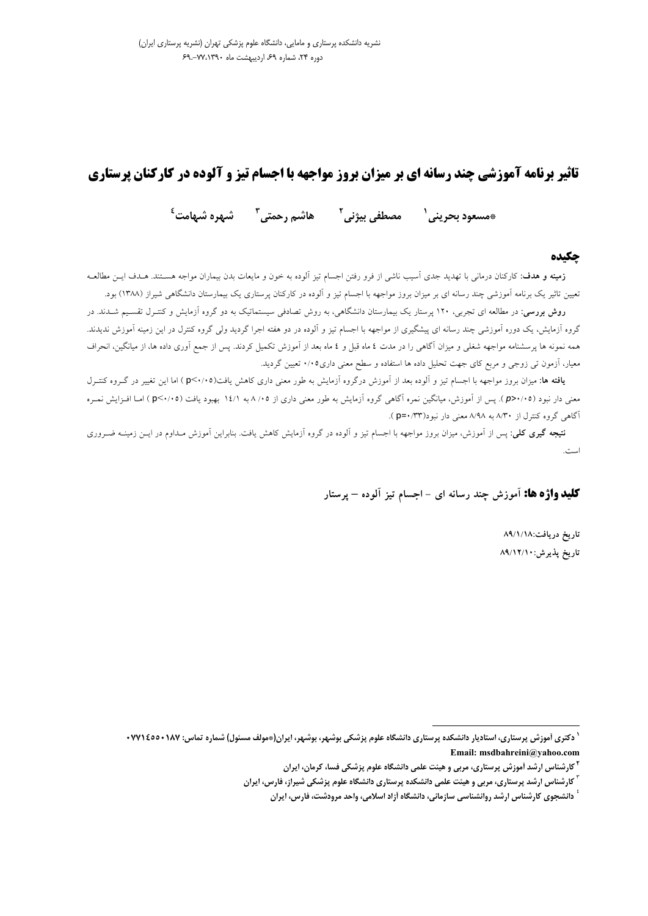# تاثیر برنامه آموزشی چند رسانه ای بر میزان بروز مواجهه با اجسام تیز و آلوده در کارکنان پرستاری

**\*مسعود بحرینی[1] مصطفی بیژنی[2] هاشم رحمتی[3] شهره شهامت[4]**

## چکیده

**زمینه و هدف:** کارکنان درمانی با تهدید جدی آسیب ناشی از فرو رفتن اجسام تیز آلوده به خون و مایعات بدن بیماران مواجه هستند. هدف این مطالعه تعیین تاثیر یک برنامه آموزشی چند رسانه ای بر میزان بروز مواجهه با اجسام تیز و آلوده در کارکنان پرستاری یک بیمارستان دانشگاهی شیراز (۱۳۸۸) بود.

**روش بررسی:** در مطالعه ای تجربی، ۱۲۰ پرستار یک بیمارستان دانشگاهی، به روش تصادفی سیستماتیک به دو گروه آزمایش و کنترل تقسیم شدند. در گروه آزمایش، یک دوره آموزشی چند رسانه ای پیشگیری از مواجهه با اجسام تیز و آلوده در دو هفته اجرا گردید ولی گروه کنترل در این زمینه آموزش ندیدند. همه نمونه ها پرسشنامه مواجهه شغلی و میزان آگاهی را در مدت ٤ ماه قبل و ٤ ماه بعد از آموزش تکمیل کردند. پس از جمع آوری داده ها، از میانگین، انحراف معیار، آزمون تی زوجی و مربع کای جهت تحلیل داده ها استفاده و سطح معنی داری۰/۰۵ تعیین گردید.

**یافته ها:** میزان بروز مواجهه با اجسام تیز و آلوده بعد از آموزش درگروه آزمایش به طور معنی داری کاهش یافت($p<0.05$) اما این تغییر در گروه کنترل معنی دار نبود ($p>0.05$). پس از آموزش، میانگین نمره آگاهی گروه آزمایش به طور معنی داری از ۸/۰۵ به ۱٤/۱ بهبود یافت ($p<0.05$) اما افزایش نمره آگاهی گروه کنترل از ۸/۳۰ به ۸/۹۸ معنی دار نبود($p=0.33$).

**نتیجه گیری کلی:** پس از آموزش، میزان بروز مواجهه با اجسام تیز و آلوده در گروه آزمایش کاهش یافت. بنابراین آموزش مداوم در این زمینه ضروری است.

**کلید واژه ها:** آموزش چند رسانه ای - اجسام تیز آلوده - پرستار

**تاریخ دریافت:۸۹/۱/۱۸**

**تاریخ پذیرش:۸۹/۱۲/۱۰**

---

[1] دکتری آموزش پرستاری، استادیار دانشکده پرستاری دانشگاه علوم پزشکی بوشهر، بوشهر، ایران(\*مولف مسئول) شماره تماس: ۰۷۷۱٤۵۵۰۱۸۷
Email: msdbahreini@yahoo.com

[2] کارشناس ارشد آموزش پرستاری، مربی و هیئت علمی دانشگاه علوم پزشکی فسا، کرمان، ایران

[3] کارشناس ارشد پرستاری، مربی و هیئت علمی دانشکده پرستاری دانشگاه علوم پزشکی شیراز، فارس، ایران

[4] دانشجوی کارشناس ارشد روانشناسی سازمانی، دانشگاه آزاد اسلامی، واحد مرودشت، فارس، ایران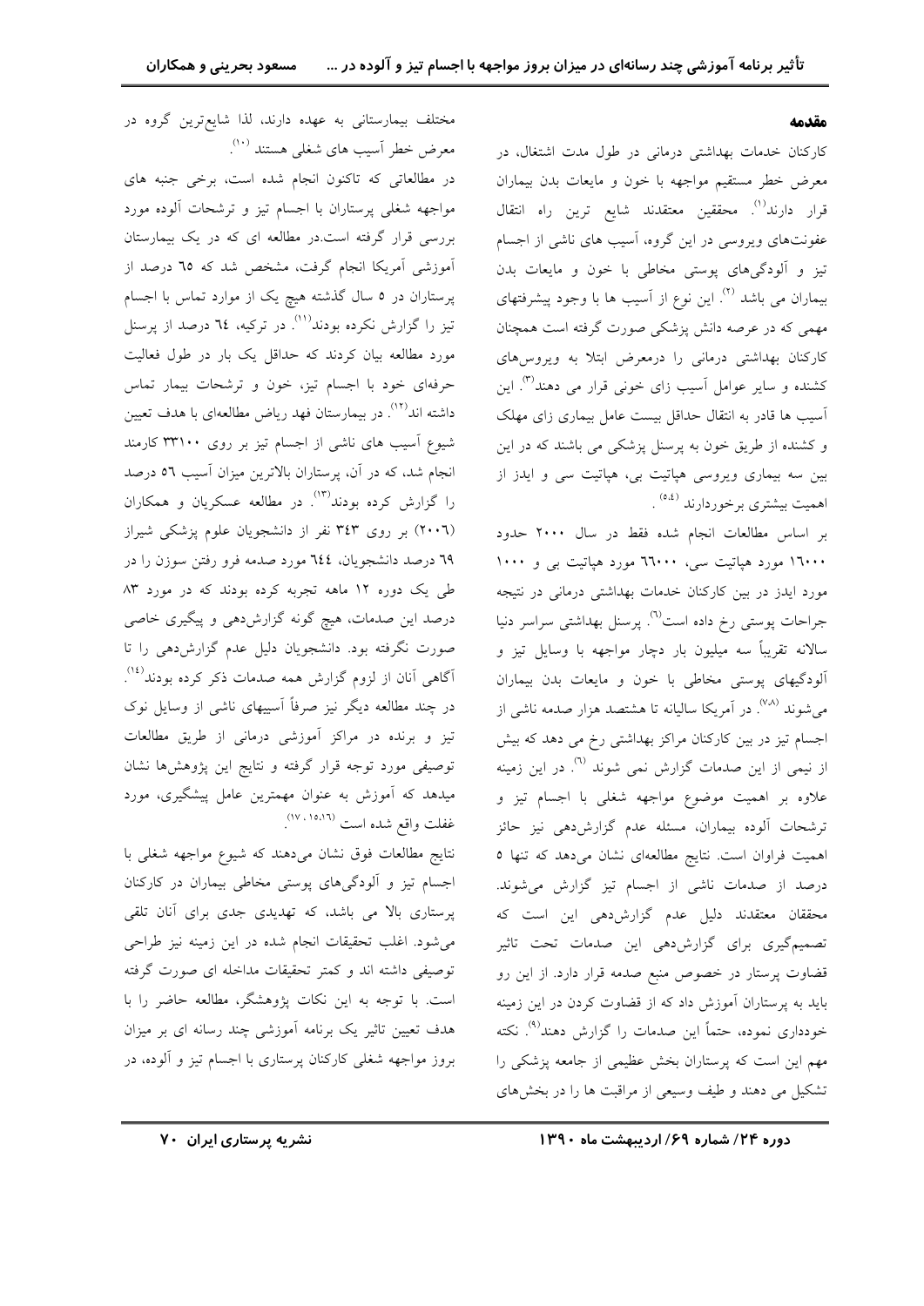## مقدمه

کارکنان خدمات بهداشتی درمانی در طول مدت اشتغال، در معرض خطر مستقیم مواجهه با خون و مایعات بدن بیماران قرار دارند[1]. محققین معتقدند شایع ترین راه انتقال عفونت‌های ویروسی در این گروه، آسیب های ناشی از اجسام تیز و آلودگی‌های پوستی مخاطی با خون و مایعات بدن بیماران می باشد [2]. این نوع از آسیب ها با وجود پیشرفتهای مهمی که در عرصه دانش پزشکی صورت گرفته است همچنان کارکنان بهداشتی درمانی را درمعرض ابتلا به ویروس‌های کشنده و سایر عوامل آسیب زای خونی قرار می دهند[3]. این آسیب ها قادر به انتقال حداقل بیست عامل بیماری زای مهلک و کشنده از طریق خون به پرسنل پزشکی می باشند که در این بین سه بیماری ویروسی هپاتیت بی، هپاتیت سی و ایدز از اهمیت بیشتری برخوردارند [5،4].

بر اساس مطالعات انجام شده فقط در سال ۲۰۰۰ حدود ۱۶۰۰۰ مورد هپاتیت سی، ۶۶۰۰۰ مورد هپاتیت بی و ۱۰۰۰ مورد ایدز در بین کارکنان خدمات بهداشتی درمانی در نتیجه جراحات پوستی رخ داده است[6]. پرسنل بهداشتی سراسر دنیا سالانه تقریباً سه میلیون بار دچار مواجهه با وسایل تیز و آلودگیهای پوستی مخاطی با خون و مایعات بدن بیماران می‌شوند [8،7]. در آمریکا سالیانه تا هشتصد هزار صدمه ناشی از اجسام تیز در بین کارکنان مراکز بهداشتی رخ می دهد که بیش از نیمی از این صدمات گزارش نمی شوند [6]. در این زمینه علاوه بر اهمیت موضوع مواجهه شغلی با اجسام تیز و ترشحات آلوده بیماران، مسئله عدم گزارش‌دهی نیز حائز اهمیت فراوان است. نتایج مطالعه‌ای نشان می‌دهد که تنها ۵ درصد از صدمات ناشی از اجسام تیز گزارش می‌شوند. محققان معتقدند دلیل عدم گزارش‌دهی این است که تصمیم‌گیری برای گزارش‌دهی این صدمات تحت تاثیر قضاوت پرستار در خصوص منبع صدمه قرار دارد. از این رو باید به پرستاران آموزش داد که از قضاوت کردن در این زمینه خودداری نموده، حتماً این صدمات را گزارش دهند[9]. نکته مهم این است که پرستاران بخش عظیمی از جامعه پزشکی را تشکیل می دهند و طیف وسیعی از مراقبت ها را در بخش‌های مختلف بیمارستانی به عهده دارند، لذا شایع‌ترین گروه در معرض خطر آسیب های شغلی هستند [10].

در مطالعاتی که تاکنون انجام شده است، برخی جنبه های مواجهه شغلی پرستاران با اجسام تیز و ترشحات آلوده مورد بررسی قرار گرفته است.در مطالعه ای که در یک بیمارستان آموزشی آمریکا انجام گرفت، مشخص شد که ۶۵ درصد از پرستاران در ۵ سال گذشته هیچ یک از موارد تماس با اجسام تیز را گزارش نکرده بودند[11]. در ترکیه، ۶۴ درصد از پرسنل مورد مطالعه بیان کردند که حداقل یک بار در طول فعالیت حرفه‌ای خود با اجسام تیز، خون و ترشحات بیمار تماس داشته اند[12]. در بیمارستان فهد ریاض مطالعه‌ای با هدف تعیین شیوع آسیب های ناشی از اجسام تیز بر روی ۳۳۱۰۰ کارمند انجام شد، که در آن، پرستاران بالاترین میزان آسیب ۵۶ درصد را گزارش کرده بودند[13]. در مطالعه عسکریان و همکاران (۲۰۰۶) بر روی ۳۴۳ نفر از دانشجویان علوم پزشکی شیراز ۶۹ درصد دانشجویان، ۶۴۴ مورد صدمه فرو رفتن سوزن را در طی یک دوره ۱۲ ماهه تجربه کرده بودند که در مورد ۸۳ درصد این صدمات، هیچ گونه گزارش‌دهی و پیگیری خاصی صورت نگرفته بود. دانشجویان دلیل عدم گزارش‌دهی را تا آگاهی آنان از لزوم گزارش همه صدمات ذکر کرده بودند[14]. در چند مطالعه دیگر نیز صرفاً آسیبهای ناشی از وسایل نوک تیز و برنده در مراکز آموزشی درمانی از طریق مطالعات توصیفی مورد توجه قرار گرفته و نتایج این پژوهش‌ها نشان میدهد که آموزش به عنوان مهمترین عامل پیشگیری، مورد غفلت واقع شده است [17،16،15].

نتایج مطالعات فوق نشان می‌دهند که شیوع مواجهه شغلی با اجسام تیز و آلودگی‌های پوستی مخاطی بیماران در کارکنان پرستاری بالا می باشد، که تهدیدی جدی برای آنان تلقی می‌شود. اغلب تحقیقات انجام شده در این زمینه نیز طراحی توصیفی داشته اند و کمتر تحقیقات مداخله ای صورت گرفته است. با توجه به این نکات پژوهشگر، مطالعه حاضر را با هدف تعیین تاثیر یک برنامه آموزشی چند رسانه ای بر میزان بروز مواجهه شغلی کارکنان پرستاری با اجسام تیز و آلوده، در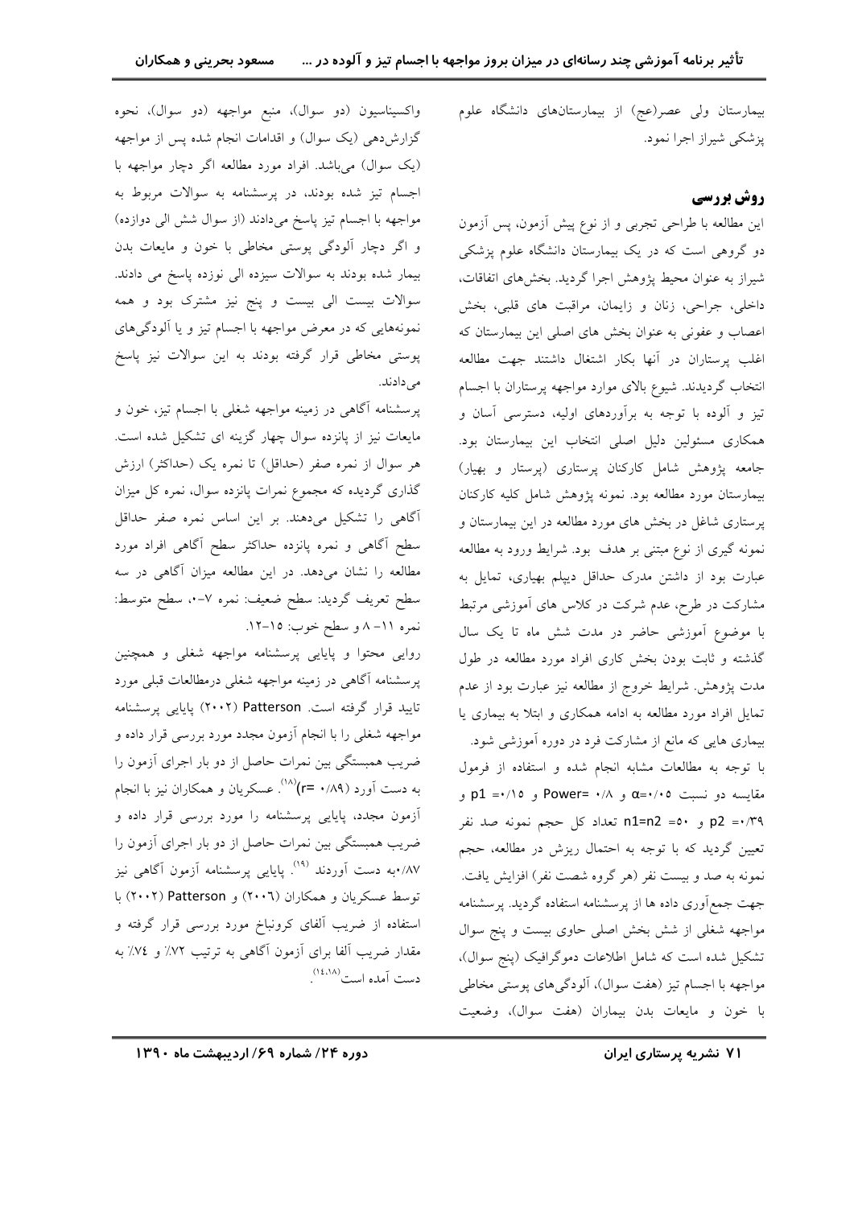بیمارستان ولی عصر(عج) از بیمارستان‌های دانشگاه علوم پزشکی شیراز اجرا نمود.

## روش بررسی

این مطالعه با طراحی تجربی و از نوع پیش آزمون، پس آزمون دو گروهی است که در یک بیمارستان دانشگاه علوم پزشکی شیراز به عنوان محیط پژوهش اجرا گردید. بخش‌های اتفاقات، داخلی، جراحی، زنان و زایمان، مراقبت های قلبی، بخش اعصاب و عفونی به عنوان بخش های اصلی این بیمارستان که اغلب پرستاران در آنها بکار اشتغال داشتند جهت مطالعه انتخاب گردیدند. شیوع بالای موارد مواجهه پرستاران با اجسام تیز و آلوده با توجه به برآوردهای اولیه، دسترسی آسان و همکاری مسئولین دلیل اصلی انتخاب این بیمارستان بود. جامعه پژوهش شامل کارکنان پرستاری (پرستار و بهیار) بیمارستان مورد مطالعه بود. نمونه پژوهش شامل کلیه کارکنان پرستاری شاغل در بخش های مورد مطالعه در این بیمارستان و نمونه گیری از نوع مبتنی بر هدف بود. شرایط ورود به مطالعه عبارت بود از داشتن مدرک حداقل دیپلم بهیاری، تمایل به مشارکت در طرح، عدم شرکت در کلاس های آموزشی مرتبط با موضوع آموزشی حاضر در مدت شش ماه تا یک سال گذشته و ثابت بودن بخش کاری افراد مورد مطالعه در طول مدت پژوهش. شرایط خروج از مطالعه نیز عبارت بود از عدم تمایل افراد مورد مطالعه به ادامه همکاری و ابتلا به بیماری یا بیماری هایی که مانع از مشارکت فرد در دوره آموزشی شود.

با توجه به مطالعات مشابه انجام شده و استفاده از فرمول مقایسه دو نسبت $\alpha=0/05$ و $Power=0/8$ و $p1=0/15$ و $p2=0/39$ و $n1=n2=50$ تعداد کل حجم نمونه صد نفر تعیین گردید که با توجه به احتمال ریزش در مطالعه، حجم نمونه به صد و بیست نفر (هر گروه شصت نفر) افزایش یافت. جهت جمع‌آوری داده ها از پرسشنامه استفاده گردید. پرسشنامه مواجهه شغلی از شش بخش اصلی حاوی بیست و پنج سوال تشکیل شده است که شامل اطلاعات دموگرافیک (پنج سوال)، مواجهه با اجسام تیز (هفت سوال)، آلودگی‌های پوستی مخاطی با خون و مایعات بدن بیماران (هفت سوال)، وضعیت واکسیناسیون (دو سوال)، منبع مواجهه (دو سوال)، نحوه گزارش‌دهی (یک سوال) و اقدامات انجام شده پس از مواجهه (یک سوال) می‌باشد. افراد مورد مطالعه اگر دچار مواجهه با اجسام تیز شده بودند، در پرسشنامه به سوالات مربوط به مواجهه با اجسام تیز پاسخ می‌دادند (از سوال شش الی دوازده) و اگر دچار آلودگی پوستی مخاطی با خون و مایعات بدن بیمار شده بودند به سوالات سیزده الی نوزده پاسخ می دادند. سوالات بیست الی بیست و پنج نیز مشترک بود و همه نمونه‌هایی که در معرض مواجهه با اجسام تیز و یا آلودگی‌های پوستی مخاطی قرار گرفته بودند به این سوالات نیز پاسخ می‌دادند.

پرسشنامه آگاهی در زمینه مواجهه شغلی با اجسام تیز، خون و مایعات نیز از پانزده سوال چهار گزینه ای تشکیل شده است. هر سوال از نمره صفر (حداقل) تا نمره یک (حداکثر) ارزش گذاری گردیده که مجموع نمرات پانزده سوال، نمره کل میزان آگاهی را تشکیل می‌دهند. بر این اساس نمره صفر حداقل سطح آگاهی و نمره پانزده حداکثر سطح آگاهی افراد مورد مطالعه را نشان می‌دهد. در این مطالعه میزان آگاهی در سه سطح تعریف گردید: سطح ضعیف: نمره ۷-۰، سطح متوسط: نمره ۱۱-۸ و سطح خوب: ۱۵-۱۲.

روایی محتوا و پایایی پرسشنامه مواجهه شغلی و همچنین پرسشنامه آگاهی در زمینه مواجهه شغلی درمطالعات قبلی مورد تایید قرار گرفته است. Patterson (۲۰۰۲) پایایی پرسشنامه مواجهه شغلی را با انجام آزمون مجدد مورد بررسی قرار داده و ضریب همبستگی بین نمرات حاصل از دو بار اجرای آزمون را به دست آورد ($r=0/89$)[18]. عسکریان و همکاران نیز با انجام آزمون مجدد، پایایی پرسشنامه را مورد بررسی قرار داده و ضریب همبستگی بین نمرات حاصل از دو بار اجرای آزمون را ۰/۸۷به دست آوردند[19]. پایایی پرسشنامه آزمون آگاهی نیز توسط عسکریان و همکاران (۲۰۰۶) و Patterson (۲۰۰۲) با استفاده از ضریب آلفای کرونباخ مورد بررسی قرار گرفته و مقدار ضریب آلفا برای آزمون آگاهی به ترتیب ۷۲٪ و ۷۴٪ به دست آمده است[14,18].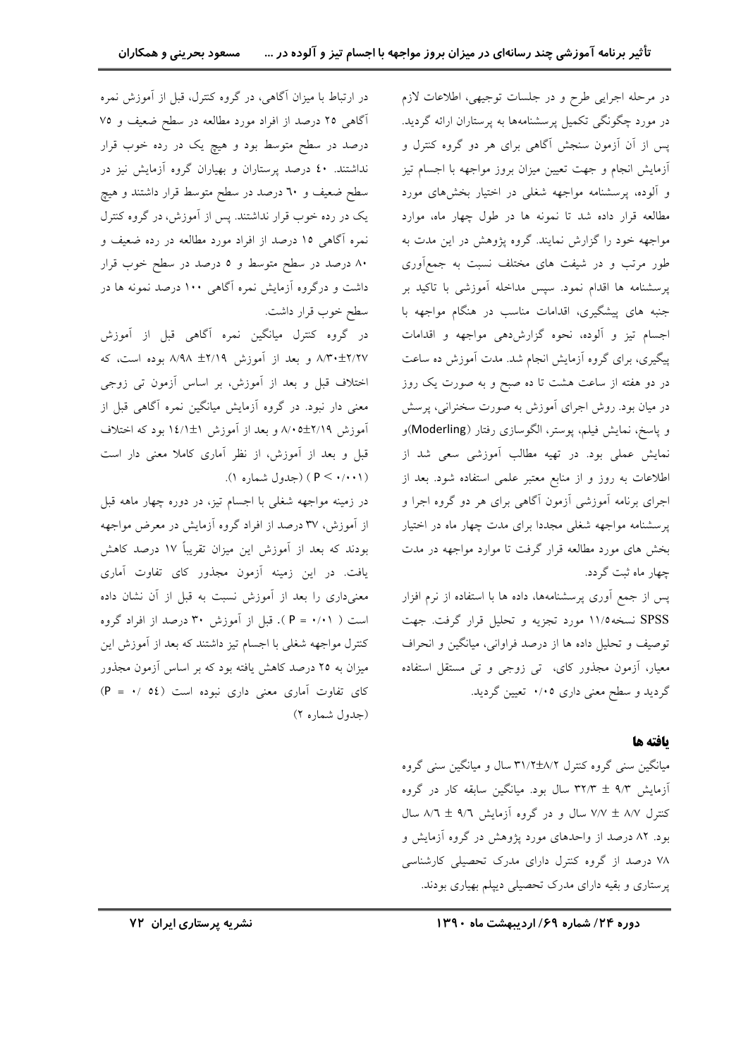در مرحله اجرایی طرح و در جلسات توجیهی، اطلاعات لازم در مورد چگونگی تکمیل پرسشنامه‌ها به پرستاران ارائه گردید. پس از آن آزمون سنجش آگاهی برای هر دو گروه کنترل و آزمایش انجام و جهت تعیین میزان بروز مواجهه با اجسام تیز و آلوده، پرسشنامه مواجهه شغلی در اختیار بخش‌های مورد مطالعه قرار داده شد تا نمونه ها در طول چهار ماه، موارد مواجهه خود را گزارش نمایند. گروه پژوهش در این مدت به طور مرتب و در شیفت های مختلف نسبت به جمع‌آوری پرسشنامه ها اقدام نمود. سپس مداخله آموزشی با تاکید بر جنبه های پیشگیری، اقدامات مناسب در هنگام مواجهه با اجسام تیز و آلوده، نحوه گزارش‌دهی مواجهه و اقدامات پیگیری، برای گروه آزمایش انجام شد. مدت آموزش ده ساعت در دو هفته از ساعت هشت تا ده صبح و به صورت یک روز در میان بود. روش اجرای آموزش به صورت سخنرانی، پرسش و پاسخ، نمایش فیلم، پوستر، الگوسازی رفتار (Moderling)و نمایش عملی بود. در تهیه مطالب آموزشی سعی شد از اطلاعات به روز و از منابع معتبر علمی استفاده شود. بعد از اجرای برنامه آموزشی آزمون آگاهی برای هر دو گروه اجرا و پرسشنامه مواجهه شغلی مجددا برای مدت چهار ماه در اختیار بخش های مورد مطالعه قرار گرفت تا موارد مواجهه در مدت چهار ماه ثبت گردد.

پس از جمع آوری پرسشنامه‌ها، داده ها با استفاده از نرم افزار SPSS نسخه۱۱/۵ مورد تجزیه و تحلیل قرار گرفت. جهت توصیف و تحلیل داده ها از درصد فراوانی، میانگین و انحراف معیار، آزمون مجذور کای، تی زوجی و تی مستقل استفاده گردید و سطح معنی داری ۰/۰۵ تعیین گردید.

## یافته ها

میانگین سنی گروه کنترل ۸/۲±۳۱/۲ سال و میانگین سنی گروه آزمایش ۹/۳ ± ۳۲/۳ سال بود. میانگین سابقه کار در گروه کنترل ۸/۷ ± ۷/۷ سال و در گروه آزمایش ۹/۶ ± ۸/۶ سال بود. ۸۲ درصد از واحدهای مورد پژوهش در گروه آزمایش و ۷۸ درصد از گروه کنترل دارای مدرک تحصیلی کارشناسی پرستاری و بقیه دارای مدرک تحصیلی دیپلم بهیاری بودند.

در ارتباط با میزان آگاهی، در گروه کنترل، قبل از آموزش نمره آگاهی ۲۵ درصد از افراد مورد مطالعه در سطح ضعیف و ۷۵ درصد در سطح متوسط بود و هیچ یک در رده خوب قرار نداشتند. ۴۰ درصد پرستاران و بهیاران گروه آزمایش نیز در سطح ضعیف و ۶۰ درصد در سطح متوسط قرار داشتند و هیچ یک در رده خوب قرار نداشتند. پس از آموزش، در گروه کنترل نمره آگاهی ۱۵ درصد از افراد مورد مطالعه در رده ضعیف و ۸۰ درصد در سطح متوسط و ۵ درصد در سطح خوب قرار داشت و درگروه آزمایش نمره آگاهی ۱۰۰ درصد نمونه ها در سطح خوب قرار داشت.

در گروه کنترل میانگین نمره آگاهی قبل از آموزش ۲/۲۷±۸/۳۰ و بعد از آموزش ۲/۱۹ ±۸/۹۸ بوده است، که اختلاف قبل و بعد از آموزش، بر اساس آزمون تی زوجی معنی دار نبود. در گروه آزمایش میانگین نمره آگاهی قبل از آموزش ۲/۱۹±۸/۰۵ و بعد از آموزش ۱±۱۴/۱ بود که اختلاف قبل و بعد از آموزش، از نظر آماری کاملا معنی دار است (P < ۰/۰۰۱ ) (جدول شماره ۱).

در زمینه مواجهه شغلی با اجسام تیز، در دوره چهار ماهه قبل از آموزش، ۳۷ درصد از افراد گروه آزمایش در معرض مواجهه بودند که بعد از آموزش این میزان تقریباً ۱۷ درصد کاهش یافت. در این زمینه آزمون مجذور کای تفاوت آماری معنی‌داری را بعد از آموزش نسبت به قبل از آن نشان داده است ( P = ۰/۰۱ ). قبل از آموزش ۳۰ درصد از افراد گروه کنترل مواجهه شغلی با اجسام تیز داشتند که بعد از آموزش این میزان به ۲۵ درصد کاهش یافته بود که بر اساس آزمون مجذور کای تفاوت آماری معنی داری نبوده است (P = ۰/ ۵۴) (جدول شماره ۲)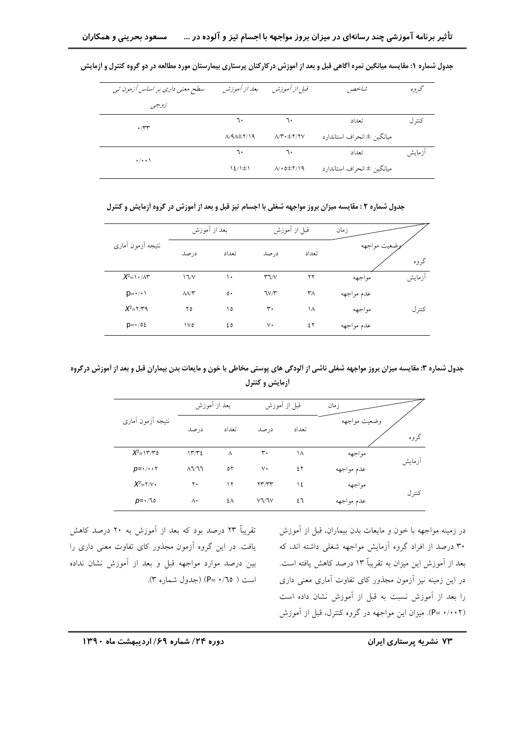جدول شماره ۱: مقایسه میانگین نمره آگاهی قبل و بعد از آموزش درکارکنان پرستاری بیمارستان مورد مطالعه در دو گروه کنترل و آزمایش

| گروه | شاخص | قبل از آموزش | بعد از آموزش | سطح معنی داری بر اساس آزمون تی زوجی |
|---|---|---|---|---|
| کنترل | تعداد | ٦٠ | ٦٠ | ۰/۳۳ |
| | میانگین ± انحراف استاندارد | ۸/۳۰±۲/۲۷ | ۸/۹۸±۲/۱۹ | |
| آزمایش | تعداد | ٦٠ | ٦٠ | ۰/۰۰۱ |
| | میانگین ± انحراف استاندارد | ۸/۰۵±۲/۱۹ | ۱٤/۱±۱ | |

جدول شماره ۲ : مقایسه میزان بروز مواجهه شغلی با اجسام تیز قبل و بعد از آموزش در گروه آزمایش و کنترل

| گروه | وضعیت مواجهه / زمان | قبل از آموزش (تعداد) | قبل از آموزش (درصد) | بعد از آموزش (تعداد) | بعد از آموزش (درصد) | نتیجه آزمون آماری |
|---|---|---|---|---|---|---|
| آزمایش | مواجهه | ۲۲ | ۳٦/۷ | ۱۰ | ۱٦/۷ | $X^2$=۱۰/۸۳ |
| | عدم مواجهه | ۳۸ | ٦۷/۳ | ۵۰ | ۸۸/۳ | p=۰/۰۱ |
| کنترل | مواجهه | ۱۸ | ۳۰ | ۱۵ | ۲۵ | $X^2$=۲/۳۹ |
| | عدم مواجهه | ٤۲ | ۷۰ | ٤۵ | ۱۷۵ | p=۰/۵٤ |

جدول شماره ۳: مقایسه میزان بروز مواجهه شغلی ناشی از آلودگی های پوستی مخاطی با خون و مایعات بدن بیماران قبل و بعد از آموزش درگروه آزمایش و کنترل

| گروه | وضعیت مواجهه / زمان | قبل از آموزش (تعداد) | قبل از آموزش (درصد) | بعد از آموزش (تعداد) | بعد از آموزش (درصد) | نتیجه آزمون آماری |
|---|---|---|---|---|---|---|
| آزمایش | مواجهه | ۱۸ | ۳۰ | ۸ | ۱۳/۳٤ | $X^2$=۱۳/۳۵ |
| | عدم مواجهه | ٤۲ | ۷۰ | ۵۲ | ۸٦/٦٦ | p=۰/۰۰۲ |
| کنترل | مواجهه | ۱٤ | ۲۳/۳۳ | ۱۲ | ۲۰ | $X^2$=۲/۷۰ |
| | عدم مواجهه | ٤٦ | ۷٦/٦۷ | ٤۸ | ۸۰ | p=۰/٦۵ |

در زمینه مواجهه با خون و مایعات بدن بیماران، قبل از آموزش ۳۰ درصد از افراد گروه آزمایش مواجهه شغلی داشته اند، که بعد از آموزش این میزان به تقریباً ۱۳ درصد کاهش یافته است. در این زمینه نیز آزمون مجذور کای تفاوت آماری معنی داری را بعد از آموزش نسبت به قبل از آموزش نشان داده است (P= ۰/۰۰۲). میزان این مواجهه در گروه کنترل، قبل از آموزش تقریباً ۲۳ درصد بود که بعد از آموزش به ۲۰ درصد کاهش یافت. در این گروه آزمون مجذور کای تفاوت معنی داری را بین درصد موارد مواجهه قبل و بعد از آموزش نشان نداده است ( P= ۰/٦۵) (جدول شماره ۳).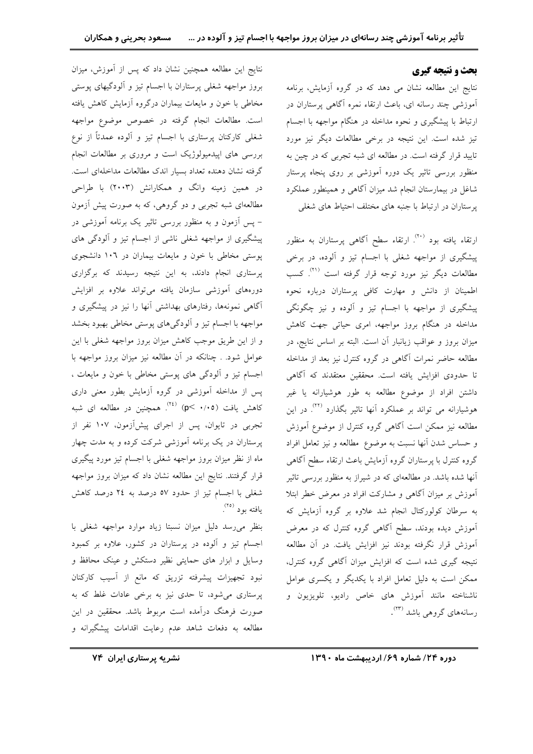## بحث و نتیجه گیری

نتایج این مطالعه نشان می دهد که در گروه آزمایش، برنامه آموزشی چند رسانه ای، باعث ارتقاء نمره آگاهی پرستاران در ارتباط با پیشگیری و نحوه مداخله در هنگام مواجهه با اجسام تیز شده است. این نتیجه در برخی مطالعات دیگر نیز مورد تایید قرار گرفته است. در مطالعه ای شبه تجربی که در چین به منظور بررسی تاثیر یک دوره آموزشی بر روی پنجاه پرستار شاغل در بیمارستان انجام شد میزان آگاهی و همینطور عملکرد پرستاران در ارتباط با جنبه های مختلف احتیاط های شغلی ارتقاء یافته بود [20]. ارتقاء سطح آگاهی پرستاران به منظور پیشگیری از مواجهه شغلی با اجسام تیز و آلوده، در برخی مطالعات دیگر نیز مورد توجه قرار گرفته است [21]. کسب اطمینان از دانش و مهارت کافی پرستاران درباره نحوه پیشگیری از مواجهه با اجسام تیز و آلوده و نیز چگونگی مداخله در هنگام بروز مواجهه، امری حیاتی جهت کاهش میزان بروز و عواقب زیانبار آن است. البته بر اساس نتایج، در مطالعه حاضر نمرات آگاهی در گروه کنترل نیز بعد از مداخله تا حدودی افزایش یافته است. محققین معتقدند که آگاهی داشتن افراد از موضوع مطالعه به طور هوشیارانه یا غیر هوشیارانه می تواند بر عملکرد آنها تاثیر بگذارد [22]. در این مطالعه نیز ممکن است آگاهی گروه کنترل از موضوع آموزش و حساس شدن آنها نسبت به موضوع مطالعه و نیز تعامل افراد گروه کنترل با پرستاران گروه آزمایش باعث ارتقاء سطح آگاهی آنها شده باشد. در مطالعه‌ای که در شیراز به منظور بررسی تاثیر آموزش بر میزان آگاهی و مشارکت افراد در معرض خطر ابتلا به سرطان کولورکتال انجام شد علاوه بر گروه آزمایش که آموزش دیده بودند، سطح آگاهی گروه کنترل که در معرض آموزش قرار نگرفته بودند نیز افزایش یافت. در آن مطالعه نتیجه گیری شده است که افزایش میزان آگاهی گروه کنترل، ممکن است به دلیل تعامل افراد با یکدیگر و یکسری عوامل ناشناخته مانند آموزش های خاص رادیو، تلویزیون و رسانه‌های گروهی باشد [23].

نتایج این مطالعه همچنین نشان داد که پس از آموزش، میزان بروز مواجهه شغلی پرستاران با اجسام تیز و آلودگیهای پوستی مخاطی با خون و مایعات بیماران درگروه آزمایش کاهش یافته است. مطالعات انجام گرفته در خصوص موضوع مواجهه شغلی کارکنان پرستاری با اجسام تیز و آلوده عمدتاً از نوع بررسی های اپیدمیولوژیک است و مروری بر مطالعات انجام گرفته نشان دهنده تعداد بسیار اندک مطالعات مداخله‌ای است. در همین زمینه وانگ و همکارانش (۲۰۰۳) با طراحی مطالعه‌ای شبه تجربی و دو گروهی، که به صورت پیش آزمون – پس آزمون و به منظور بررسی تاثیر یک برنامه آموزشی در پیشگیری از مواجهه شغلی ناشی از اجسام تیز و آلودگی های پوستی مخاطی با خون و مایعات بیماران در ۱۰۶ دانشجوی پرستاری انجام دادند، به این نتیجه رسیدند که برگزاری دوره‌های آموزشی سازمان یافته می‌تواند علاوه بر افزایش آگاهی نمونه‌ها، رفتارهای بهداشتی آنها را نیز در پیشگیری و مواجهه با اجسام تیز و آلودگی‌های پوستی مخاطی بهبود بخشد و از این طریق موجب کاهش میزان بروز مواجهه شغلی با این عوامل شود. . چنانکه در آن مطالعه نیز میزان بروز مواجهه با اجسام تیز و آلودگی های پوستی مخاطی با خون و مایعات ، پس از مداخله آموزشی در گروه آزمایش بطور معنی داری کاهش یافت ($p< ۰/۰۵$) [24]. همچنین در مطالعه ای شبه تجربی در تایوان، پس از اجرای پیش‌آزمون، ۱۰۷ نفر از پرستاران در یک برنامه آموزشی شرکت کرده و به مدت چهار ماه از نظر میزان بروز مواجهه شغلی با اجسام تیز مورد پیگیری قرار گرفتند. نتایج این مطالعه نشان داد که میزان بروز مواجهه شغلی با اجسام تیز از حدود ۵۷ درصد به ۲٤ درصد کاهش یافته بود [25].

بنظر می‌رسد دلیل میزان نسبتا زیاد موارد مواجهه شغلی با اجسام تیز و آلوده در پرستاران در کشور، علاوه بر کمبود وسایل و ابزار های حمایتی نظیر دستکش و عینک محافظ و نبود تجهیزات پیشرفته تزریق که مانع از آسیب کارکنان پرستاری می‌شود، تا حدی نیز به برخی عادات غلط که به صورت فرهنگ درآمده است مربوط باشد. محققین در این مطالعه به دفعات شاهد عدم رعایت اقدامات پیشگیرانه و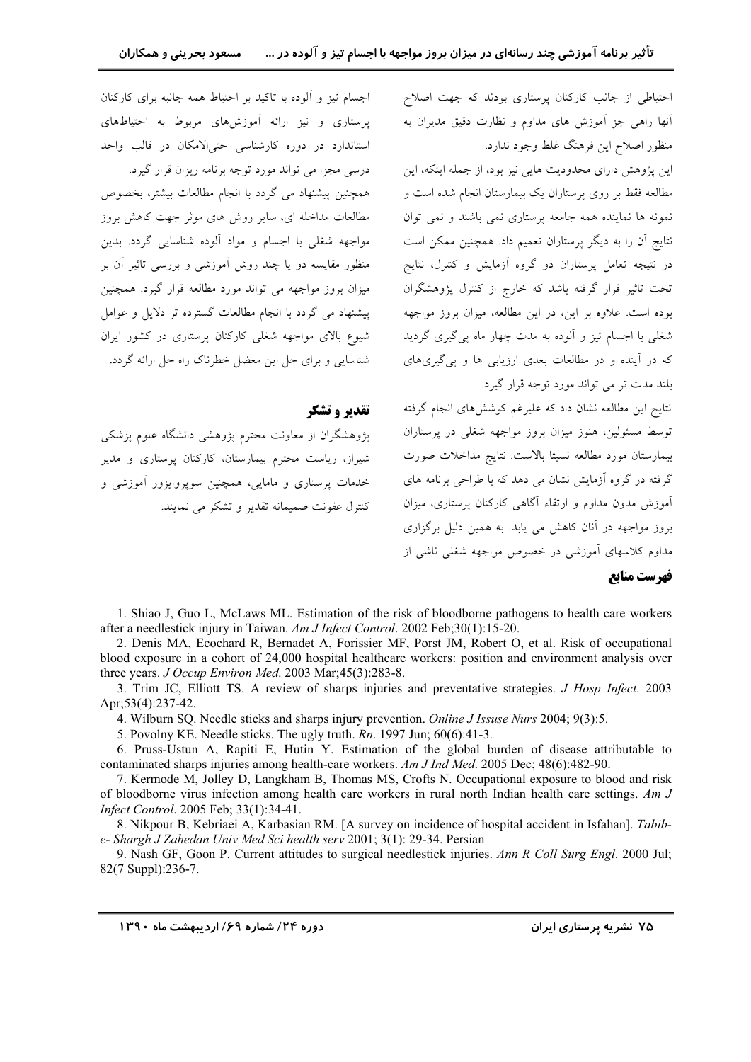احتیاطی از جانب کارکنان پرستاری بودند که جهت اصلاح آنها راهی جز آموزش های مداوم و نظارت دقیق مدیران به منظور اصلاح این فرهنگ غلط وجود ندارد.

این پژوهش دارای محدودیت هایی نیز بود، از جمله اینکه، این مطالعه فقط بر روی پرستاران یک بیمارستان انجام شده است و نمونه ها نماینده همه جامعه پرستاری نمی باشند و نمی توان نتایج آن را به دیگر پرستاران تعمیم داد. همچنین ممکن است در نتیجه تعامل پرستاران دو گروه آزمایش و کنترل، نتایج تحت تاثیر قرار گرفته باشد که خارج از کنترل پژوهشگران بوده است. علاوه بر این، در این مطالعه، میزان بروز مواجهه شغلی با اجسام تیز و آلوده به مدت چهار ماه پی‌گیری گردید که در آینده و در مطالعات بعدی ارزیابی ها و پی‌گیری‌های بلند مدت تر می تواند مورد توجه قرار گیرد.

نتایج این مطالعه نشان داد که علیرغم کوشش‌های انجام گرفته توسط مسئولین، هنوز میزان بروز مواجهه شغلی در پرستاران بیمارستان مورد مطالعه نسبتا بالاست. نتایج مداخلات صورت گرفته در گروه آزمایش نشان می دهد که با طراحی برنامه های آموزش مدون مداوم و ارتقاء آگاهی کارکنان پرستاری، میزان بروز مواجهه در آنان کاهش می یابد. به همین دلیل برگزاری مداوم کلاسهای آموزشی در خصوص مواجهه شغلی ناشی از اجسام تیز و آلوده با تاکید بر احتیاط همه جانبه برای کارکنان پرستاری و نیز ارائه آموزش‌های مربوط به احتیاط‌های استاندارد در دوره کارشناسی حتی‌الامکان در قالب واحد درسی مجزا می تواند مورد توجه برنامه ریزان قرار گیرد.

همچنین پیشنهاد می گردد با انجام مطالعات بیشتر، بخصوص مطالعات مداخله ای، سایر روش های موثر جهت کاهش بروز مواجهه شغلی با اجسام و مواد آلوده شناسایی گردد. بدین منظور مقایسه دو یا چند روش آموزشی و بررسی تاثیر آن بر میزان بروز مواجهه می تواند مورد مطالعه قرار گیرد. همچنین پیشنهاد می گردد با انجام مطالعات گسترده تر دلایل و عوامل شیوع بالای مواجهه شغلی کارکنان پرستاری در کشور ایران شناسایی و برای حل این معضل خطرناک راه حل ارائه گردد.

## تقدیر و تشکر

پژوهشگران از معاونت محترم پژوهشی دانشگاه علوم پزشکی شیراز، ریاست محترم بیمارستان، کارکنان پرستاری و مدیر خدمات پرستاری و مامایی، همچنین سوپروایزور آموزشی و کنترل عفونت صمیمانه تقدیر و تشکر می نمایند.

## فهرست منابع

1. Shiao J, Guo L, McLaws ML. Estimation of the risk of bloodborne pathogens to health care workers after a needlestick injury in Taiwan. *Am J Infect Control*. 2002 Feb;30(1):15-20.
2. Denis MA, Ecochard R, Bernadet A, Forissier MF, Porst JM, Robert O, et al. Risk of occupational blood exposure in a cohort of 24,000 hospital healthcare workers: position and environment analysis over three years. *J Occup Environ Med*. 2003 Mar;45(3):283-8.
3. Trim JC, Elliott TS. A review of sharps injuries and preventative strategies. *J Hosp Infect*. 2003 Apr;53(4):237-42.
4. Wilburn SQ. Needle sticks and sharps injury prevention. *Online J Issuse Nurs* 2004; 9(3):5.
5. Povolny KE. Needle sticks. The ugly truth. *Rn*. 1997 Jun; 60(6):41-3.
6. Pruss-Ustun A, Rapiti E, Hutin Y. Estimation of the global burden of disease attributable to contaminated sharps injuries among health-care workers. *Am J Ind Med*. 2005 Dec; 48(6):482-90.
7. Kermode M, Jolley D, Langkham B, Thomas MS, Crofts N. Occupational exposure to blood and risk of bloodborne virus infection among health care workers in rural north Indian health care settings. *Am J Infect Control*. 2005 Feb; 33(1):34-41.
8. Nikpour B, Kebriaei A, Karbasian RM. [A survey on incidence of hospital accident in Isfahan]. *Tabib-e- Shargh J Zahedan Univ Med Sci health serv* 2001; 3(1): 29-34. Persian
9. Nash GF, Goon P. Current attitudes to surgical needlestick injuries. *Ann R Coll Surg Engl*. 2000 Jul; 82(7 Suppl):236-7.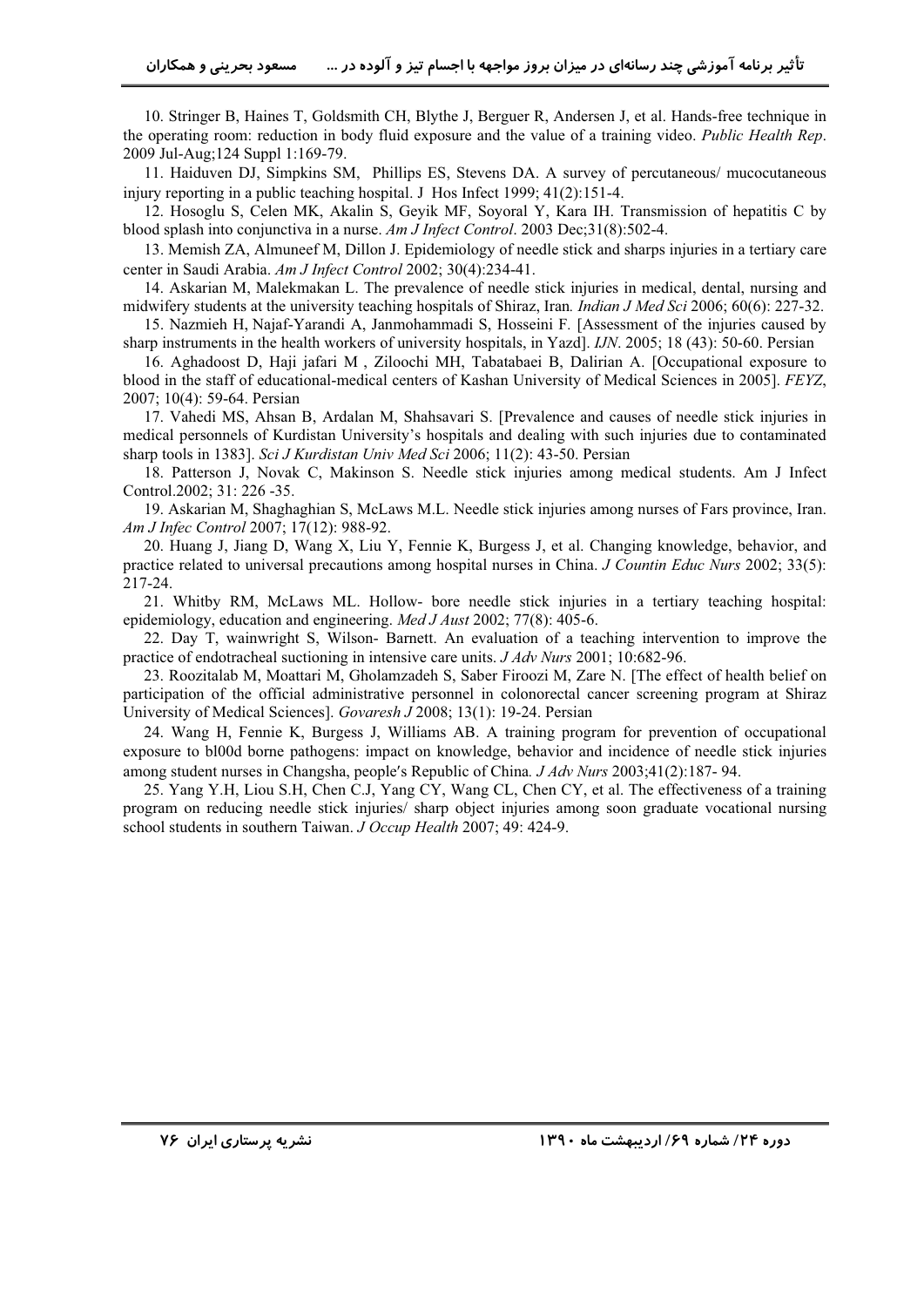10. Stringer B, Haines T, Goldsmith CH, Blythe J, Berguer R, Andersen J, et al. Hands-free technique in the operating room: reduction in body fluid exposure and the value of a training video. *Public Health Rep*. 2009 Jul-Aug;124 Suppl 1:169-79.

11. Haiduven DJ, Simpkins SM, Phillips ES, Stevens DA. A survey of percutaneous/ mucocutaneous injury reporting in a public teaching hospital. J Hos Infect 1999; 41(2):151-4.

12. Hosoglu S, Celen MK, Akalin S, Geyik MF, Soyoral Y, Kara IH. Transmission of hepatitis C by blood splash into conjunctiva in a nurse. *Am J Infect Control*. 2003 Dec;31(8):502-4.

13. Memish ZA, Almuneef M, Dillon J. Epidemiology of needle stick and sharps injuries in a tertiary care center in Saudi Arabia. *Am J Infect Control* 2002; 30(4):234-41.

14. Askarian M, Malekmakan L. The prevalence of needle stick injuries in medical, dental, nursing and midwifery students at the university teaching hospitals of Shiraz, Iran. *Indian J Med Sci* 2006; 60(6): 227-32.

15. Nazmieh H, Najaf-Yarandi A, Janmohammadi S, Hosseini F. [Assessment of the injuries caused by sharp instruments in the health workers of university hospitals, in Yazd]. *IJN*. 2005; 18 (43): 50-60. Persian

16. Aghadoost D, Haji jafari M , Ziloochi MH, Tabatabaei B, Dalirian A. [Occupational exposure to blood in the staff of educational-medical centers of Kashan University of Medical Sciences in 2005]. *FEYZ*, 2007; 10(4): 59-64. Persian

17. Vahedi MS, Ahsan B, Ardalan M, Shahsavari S. [Prevalence and causes of needle stick injuries in medical personnels of Kurdistan University's hospitals and dealing with such injuries due to contaminated sharp tools in 1383]. *Sci J Kurdistan Univ Med Sci* 2006; 11(2): 43-50. Persian

18. Patterson J, Novak C, Makinson S. Needle stick injuries among medical students. Am J Infect Control.2002; 31: 226 -35.

19. Askarian M, Shaghaghian S, McLaws M.L. Needle stick injuries among nurses of Fars province, Iran. *Am J Infec Control* 2007; 17(12): 988-92.

20. Huang J, Jiang D, Wang X, Liu Y, Fennie K, Burgess J, et al. Changing knowledge, behavior, and practice related to universal precautions among hospital nurses in China. *J Countin Educ Nurs* 2002; 33(5): 217-24.

21. Whitby RM, McLaws ML. Hollow- bore needle stick injuries in a tertiary teaching hospital: epidemiology, education and engineering. *Med J Aust* 2002; 77(8): 405-6.

22. Day T, wainwright S, Wilson- Barnett. An evaluation of a teaching intervention to improve the practice of endotracheal suctioning in intensive care units. *J Adv Nurs* 2001; 10:682-96.

23. Roozitalab M, Moattari M, Gholamzadeh S, Saber Firoozi M, Zare N. [The effect of health belief on participation of the official administrative personnel in colonorectal cancer screening program at Shiraz University of Medical Sciences]. *Govaresh J* 2008; 13(1): 19-24. Persian

24. Wang H, Fennie K, Burgess J, Williams AB. A training program for prevention of occupational exposure to bl00d borne pathogens: impact on knowledge, behavior and incidence of needle stick injuries among student nurses in Changsha, people's Republic of China. *J Adv Nurs* 2003;41(2):187- 94.

25. Yang Y.H, Liou S.H, Chen C.J, Yang CY, Wang CL, Chen CY, et al. The effectiveness of a training program on reducing needle stick injuries/ sharp object injuries among soon graduate vocational nursing school students in southern Taiwan. *J Occup Health* 2007; 49: 424-9.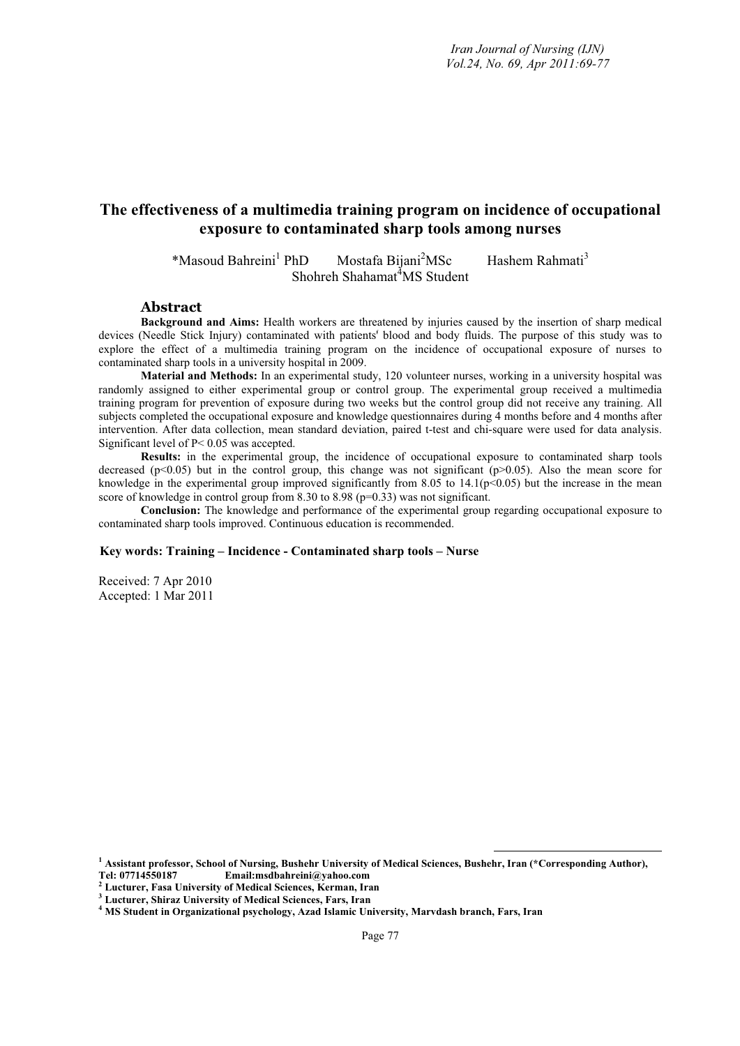# The effectiveness of a multimedia training program on incidence of occupational exposure to contaminated sharp tools among nurses

*Masoud Bahreini[1] PhD Mostafa Bijani[2]MSc Hashem Rahmati[3]
Shohreh Shahamat[4]MS Student

## Abstract

**Background and Aims:** Health workers are threatened by injuries caused by the insertion of sharp medical devices (Needle Stick Injury) contaminated with patients' blood and body fluids. The purpose of this study was to explore the effect of a multimedia training program on the incidence of occupational exposure of nurses to contaminated sharp tools in a university hospital in 2009.

**Material and Methods:** In an experimental study, 120 volunteer nurses, working in a university hospital was randomly assigned to either experimental group or control group. The experimental group received a multimedia training program for prevention of exposure during two weeks but the control group did not receive any training. All subjects completed the occupational exposure and knowledge questionnaires during 4 months before and 4 months after intervention. After data collection, mean standard deviation, paired t-test and chi-square were used for data analysis. Significant level of $P< 0.05$ was accepted.

**Results:** in the experimental group, the incidence of occupational exposure to contaminated sharp tools decreased ($p<0.05$) but in the control group, this change was not significant ($p>0.05$). Also the mean score for knowledge in the experimental group improved significantly from 8.05 to 14.1($p<0.05$) but the increase in the mean score of knowledge in control group from 8.30 to 8.98 ($p=0.33$) was not significant.

**Conclusion:** The knowledge and performance of the experimental group regarding occupational exposure to contaminated sharp tools improved. Continuous education is recommended.

**Key words: Training – Incidence - Contaminated sharp tools – Nurse**

Received: 7 Apr 2010
Accepted: 1 Mar 2011

---

[1] **Assistant professor, School of Nursing, Bushehr University of Medical Sciences, Bushehr, Iran (*Corresponding Author), Tel: 07714550187 Email:msdbahreini@yahoo.com**
[2] **Lucturer, Fasa University of Medical Sciences, Kerman, Iran**
[3] **Lucturer, Shiraz University of Medical Sciences, Fars, Iran**
[4] **MS Student in Organizational psychology, Azad Islamic University, Marvdash branch, Fars, Iran**